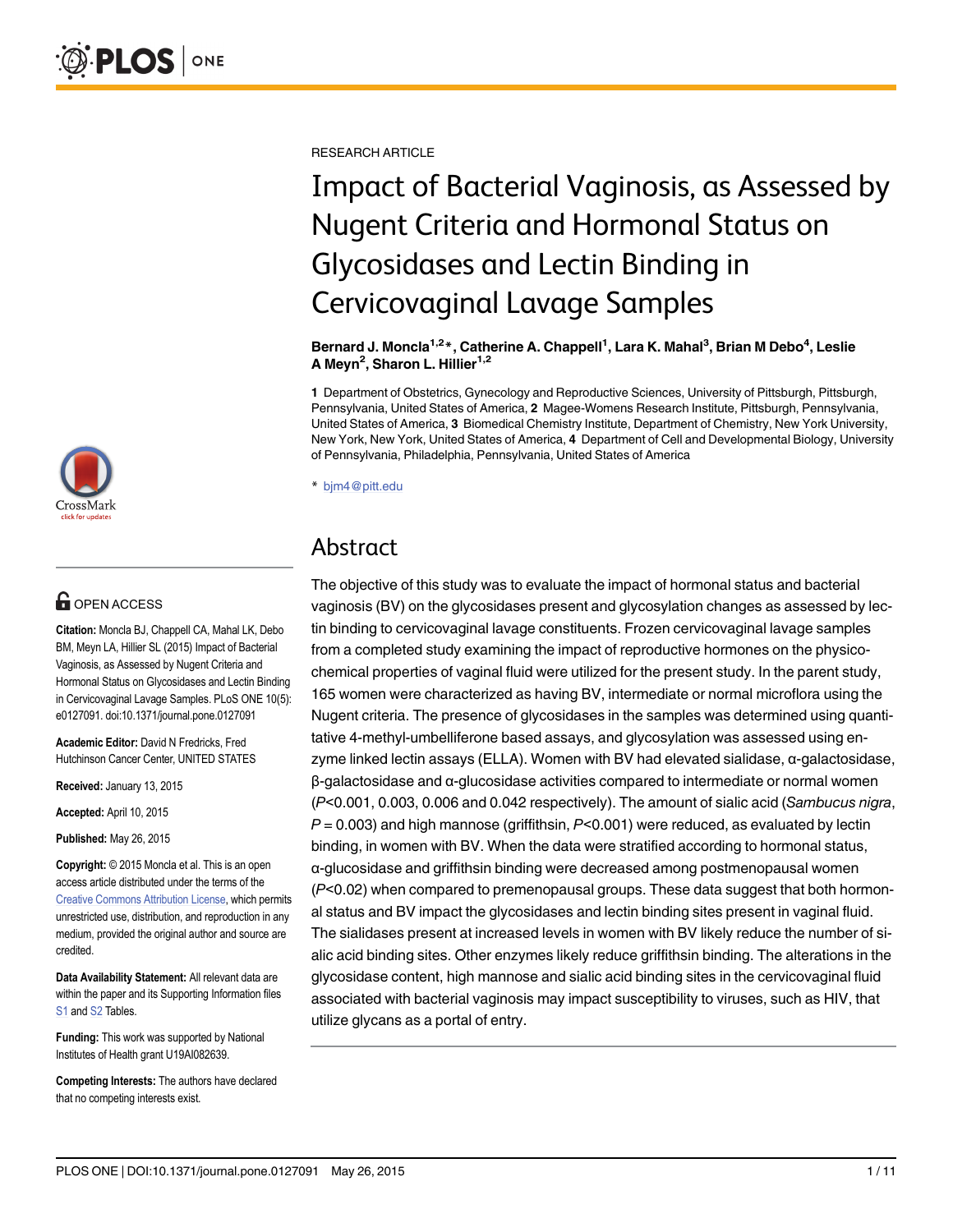RESEARCH ARTICLE

# Impact of Bacterial Vaginosis, as Assessed by Nugent Criteria and Hormonal Status on Glycosidases and Lectin Binding in Cervicovaginal Lavage Samples

**Bernard J. Moncla[1,2]*, Catherine A. Chappell[1], Lara K. Mahal[3], Brian M Debo[4], Leslie A Meyn[2], Sharon L. Hillier[1,2]**

**1** Department of Obstetrics, Gynecology and Reproductive Sciences, University of Pittsburgh, Pittsburgh, Pennsylvania, United States of America, **2** Magee-Womens Research Institute, Pittsburgh, Pennsylvania, United States of America, **3** Biomedical Chemistry Institute, Department of Chemistry, New York University, New York, New York, United States of America, **4** Department of Cell and Developmental Biology, University of Pennsylvania, Philadelphia, Pennsylvania, United States of America

* bjm4@pitt.edu

## Abstract

The objective of this study was to evaluate the impact of hormonal status and bacterial vaginosis (BV) on the glycosidases present and glycosylation changes as assessed by lectin binding to cervicovaginal lavage constituents. Frozen cervicovaginal lavage samples from a completed study examining the impact of reproductive hormones on the physicochemical properties of vaginal fluid were utilized for the present study. In the parent study, 165 women were characterized as having BV, intermediate or normal microflora using the Nugent criteria. The presence of glycosidases in the samples was determined using quantitative 4-methyl-umbelliferone based assays, and glycosylation was assessed using enzyme linked lectin assays (ELLA). Women with BV had elevated sialidase, α-galactosidase, β-galactosidase and α-glucosidase activities compared to intermediate or normal women ($P$<0.001, 0.003, 0.006 and 0.042 respectively). The amount of sialic acid (*Sambucus nigra*, $P$ = 0.003) and high mannose (griffithsin, $P$<0.001) were reduced, as evaluated by lectin binding, in women with BV. When the data were stratified according to hormonal status, α-glucosidase and griffithsin binding were decreased among postmenopausal women ($P$<0.02) when compared to premenopausal groups. These data suggest that both hormonal status and BV impact the glycosidases and lectin binding sites present in vaginal fluid. The sialidases present at increased levels in women with BV likely reduce the number of sialic acid binding sites. Other enzymes likely reduce griffithsin binding. The alterations in the glycosidase content, high mannose and sialic acid binding sites in the cervicovaginal fluid associated with bacterial vaginosis may impact susceptibility to viruses, such as HIV, that utilize glycans as a portal of entry.

OPEN ACCESS

**Citation:** Moncla BJ, Chappell CA, Mahal LK, Debo BM, Meyn LA, Hillier SL (2015) Impact of Bacterial Vaginosis, as Assessed by Nugent Criteria and Hormonal Status on Glycosidases and Lectin Binding in Cervicovaginal Lavage Samples. PLoS ONE 10(5): e0127091. doi:10.1371/journal.pone.0127091

**Academic Editor:** David N Fredricks, Fred Hutchinson Cancer Center, UNITED STATES

**Received:** January 13, 2015

**Accepted:** April 10, 2015

**Published:** May 26, 2015

**Copyright:** © 2015 Moncla et al. This is an open access article distributed under the terms of the Creative Commons Attribution License, which permits unrestricted use, distribution, and reproduction in any medium, provided the original author and source are credited.

**Data Availability Statement:** All relevant data are within the paper and its Supporting Information files S1 and S2 Tables.

**Funding:** This work was supported by National Institutes of Health grant U19AI082639.

**Competing Interests:** The authors have declared that no competing interests exist.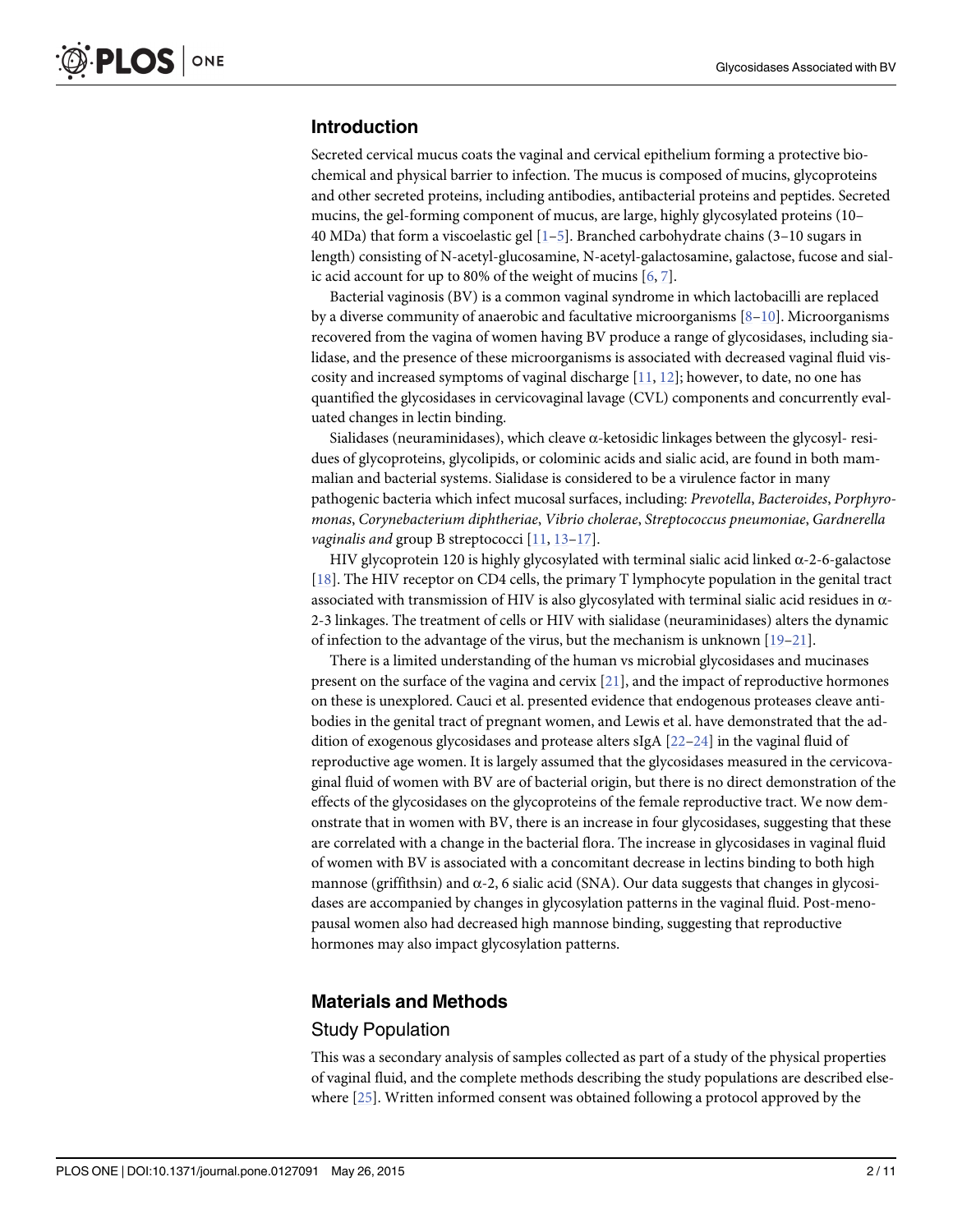## Introduction

Secreted cervical mucus coats the vaginal and cervical epithelium forming a protective biochemical and physical barrier to infection. The mucus is composed of mucins, glycoproteins and other secreted proteins, including antibodies, antibacterial proteins and peptides. Secreted mucins, the gel-forming component of mucus, are large, highly glycosylated proteins (10–40 MDa) that form a viscoelastic gel [1–5]. Branched carbohydrate chains (3–10 sugars in length) consisting of N-acetyl-glucosamine, N-acetyl-galactosamine, galactose, fucose and sialic acid account for up to 80% of the weight of mucins [6, 7].

Bacterial vaginosis (BV) is a common vaginal syndrome in which lactobacilli are replaced by a diverse community of anaerobic and facultative microorganisms [8–10]. Microorganisms recovered from the vagina of women having BV produce a range of glycosidases, including sialidase, and the presence of these microorganisms is associated with decreased vaginal fluid viscosity and increased symptoms of vaginal discharge [11, 12]; however, to date, no one has quantified the glycosidases in cervicovaginal lavage (CVL) components and concurrently evaluated changes in lectin binding.

Sialidases (neuraminidases), which cleave α-ketosidic linkages between the glycosyl- residues of glycoproteins, glycolipids, or colominic acids and sialic acid, are found in both mammalian and bacterial systems. Sialidase is considered to be a virulence factor in many pathogenic bacteria which infect mucosal surfaces, including: *Prevotella*, *Bacteroides*, *Porphyromonas*, *Corynebacterium diphtheriae*, *Vibrio cholerae*, *Streptococcus pneumoniae*, *Gardnerella vaginalis and* group B streptococci [11, 13–17].

HIV glycoprotein 120 is highly glycosylated with terminal sialic acid linked α-2-6-galactose [18]. The HIV receptor on CD4 cells, the primary T lymphocyte population in the genital tract associated with transmission of HIV is also glycosylated with terminal sialic acid residues in α-2-3 linkages. The treatment of cells or HIV with sialidase (neuraminidases) alters the dynamic of infection to the advantage of the virus, but the mechanism is unknown [19–21].

There is a limited understanding of the human vs microbial glycosidases and mucinases present on the surface of the vagina and cervix [21], and the impact of reproductive hormones on these is unexplored. Cauci et al. presented evidence that endogenous proteases cleave antibodies in the genital tract of pregnant women, and Lewis et al. have demonstrated that the addition of exogenous glycosidases and protease alters sIgA [22–24] in the vaginal fluid of reproductive age women. It is largely assumed that the glycosidases measured in the cervicovaginal fluid of women with BV are of bacterial origin, but there is no direct demonstration of the effects of the glycosidases on the glycoproteins of the female reproductive tract. We now demonstrate that in women with BV, there is an increase in four glycosidases, suggesting that these are correlated with a change in the bacterial flora. The increase in glycosidases in vaginal fluid of women with BV is associated with a concomitant decrease in lectins binding to both high mannose (griffithsin) and α-2, 6 sialic acid (SNA). Our data suggests that changes in glycosidases are accompanied by changes in glycosylation patterns in the vaginal fluid. Post-menopausal women also had decreased high mannose binding, suggesting that reproductive hormones may also impact glycosylation patterns.

## Materials and Methods

### Study Population

This was a secondary analysis of samples collected as part of a study of the physical properties of vaginal fluid, and the complete methods describing the study populations are described elsewhere [25]. Written informed consent was obtained following a protocol approved by the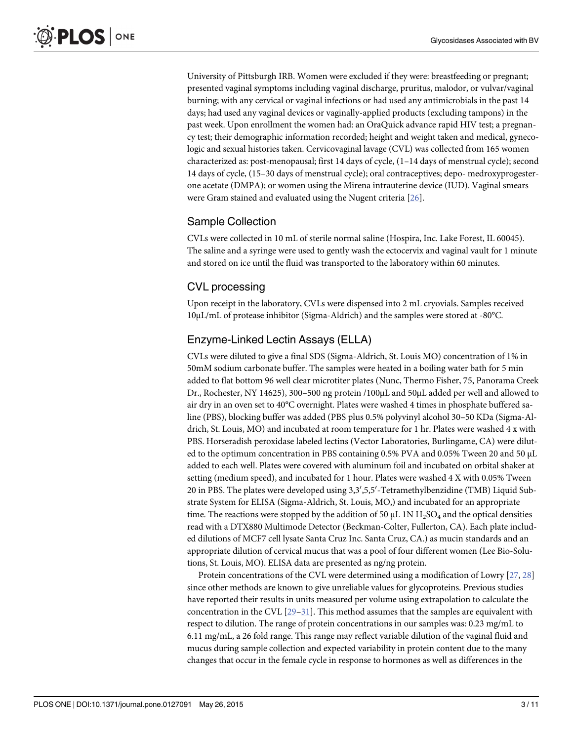University of Pittsburgh IRB. Women were excluded if they were: breastfeeding or pregnant; presented vaginal symptoms including vaginal discharge, pruritus, malodor, or vulvar/vaginal burning; with any cervical or vaginal infections or had used any antimicrobials in the past 14 days; had used any vaginal devices or vaginally-applied products (excluding tampons) in the past week. Upon enrollment the women had: an OraQuick advance rapid HIV test; a pregnancy test; their demographic information recorded; height and weight taken and medical, gynecologic and sexual histories taken. Cervicovaginal lavage (CVL) was collected from 165 women characterized as: post-menopausal; first 14 days of cycle, (1–14 days of menstrual cycle); second 14 days of cycle, (15–30 days of menstrual cycle); oral contraceptives; depo- medroxyprogesterone acetate (DMPA); or women using the Mirena intrauterine device (IUD). Vaginal smears were Gram stained and evaluated using the Nugent criteria [26].

## Sample Collection

CVLs were collected in 10 mL of sterile normal saline (Hospira, Inc. Lake Forest, IL 60045). The saline and a syringe were used to gently wash the ectocervix and vaginal vault for 1 minute and stored on ice until the fluid was transported to the laboratory within 60 minutes.

## CVL processing

Upon receipt in the laboratory, CVLs were dispensed into 2 mL cryovials. Samples received 10μL/mL of protease inhibitor (Sigma-Aldrich) and the samples were stored at -80°C.

## Enzyme-Linked Lectin Assays (ELLA)

CVLs were diluted to give a final SDS (Sigma-Aldrich, St. Louis MO) concentration of 1% in 50mM sodium carbonate buffer. The samples were heated in a boiling water bath for 5 min added to flat bottom 96 well clear microtiter plates (Nunc, Thermo Fisher, 75, Panorama Creek Dr., Rochester, NY 14625), 300–500 ng protein /100μL and 50μL added per well and allowed to air dry in an oven set to 40°C overnight. Plates were washed 4 times in phosphate buffered saline (PBS), blocking buffer was added (PBS plus 0.5% polyvinyl alcohol 30–50 KDa (Sigma-Aldrich, St. Louis, MO) and incubated at room temperature for 1 hr. Plates were washed 4 x with PBS. Horseradish peroxidase labeled lectins (Vector Laboratories, Burlingame, CA) were diluted to the optimum concentration in PBS containing 0.5% PVA and 0.05% Tween 20 and 50 μL added to each well. Plates were covered with aluminum foil and incubated on orbital shaker at setting (medium speed), and incubated for 1 hour. Plates were washed 4 X with 0.05% Tween 20 in PBS. The plates were developed using 3,3′,5,5′-Tetramethylbenzidine (TMB) Liquid Substrate System for ELISA (Sigma-Aldrich, St. Louis, MO,) and incubated for an appropriate time. The reactions were stopped by the addition of 50 μL 1N $H_2SO_4$ and the optical densities read with a DTX880 Multimode Detector (Beckman-Colter, Fullerton, CA). Each plate included dilutions of MCF7 cell lysate Santa Cruz Inc. Santa Cruz, CA.) as mucin standards and an appropriate dilution of cervical mucus that was a pool of four different women (Lee Bio-Solutions, St. Louis, MO). ELISA data are presented as ng/ng protein.

Protein concentrations of the CVL were determined using a modification of Lowry [27, 28] since other methods are known to give unreliable values for glycoproteins. Previous studies have reported their results in units measured per volume using extrapolation to calculate the concentration in the CVL [29–31]. This method assumes that the samples are equivalent with respect to dilution. The range of protein concentrations in our samples was: 0.23 mg/mL to 6.11 mg/mL, a 26 fold range. This range may reflect variable dilution of the vaginal fluid and mucus during sample collection and expected variability in protein content due to the many changes that occur in the female cycle in response to hormones as well as differences in the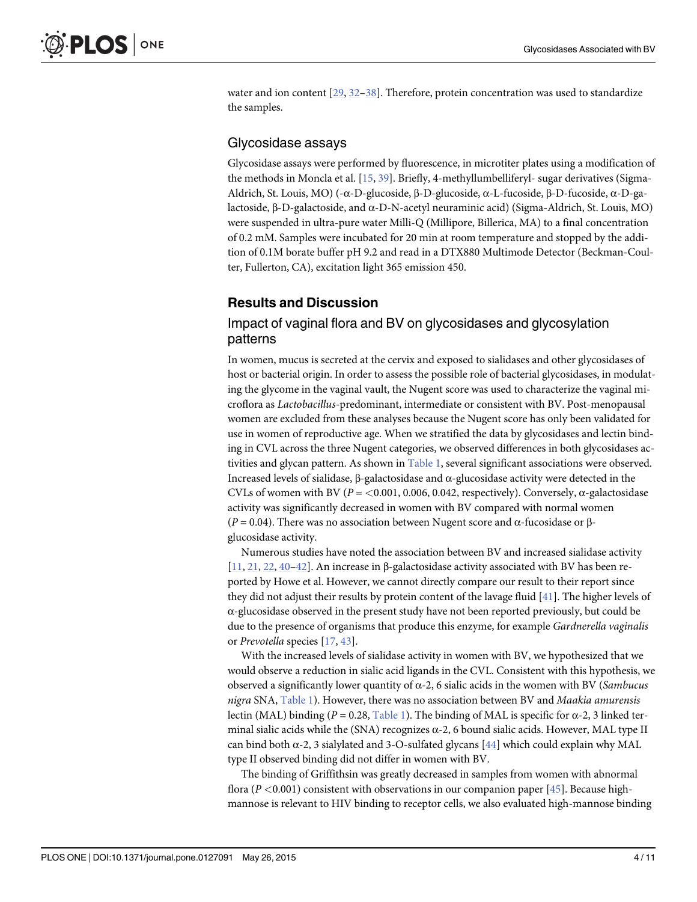water and ion content [29, 32–38]. Therefore, protein concentration was used to standardize the samples.

## Glycosidase assays

Glycosidase assays were performed by fluorescence, in microtiter plates using a modification of the methods in Moncla et al. [15, 39]. Briefly, 4-methyllumbelliferyl- sugar derivatives (Sigma-Aldrich, St. Louis, MO) (-α-D-glucoside, β-D-glucoside, α-L-fucoside, β-D-fucoside, α-D-galactoside, β-D-galactoside, and α-D-N-acetyl neuraminic acid) (Sigma-Aldrich, St. Louis, MO) were suspended in ultra-pure water Milli-Q (Millipore, Billerica, MA) to a final concentration of 0.2 mM. Samples were incubated for 20 min at room temperature and stopped by the addition of 0.1M borate buffer pH 9.2 and read in a DTX880 Multimode Detector (Beckman-Coulter, Fullerton, CA), excitation light 365 emission 450.

# Results and Discussion

## Impact of vaginal flora and BV on glycosidases and glycosylation patterns

In women, mucus is secreted at the cervix and exposed to sialidases and other glycosidases of host or bacterial origin. In order to assess the possible role of bacterial glycosidases, in modulating the glycome in the vaginal vault, the Nugent score was used to characterize the vaginal microflora as *Lactobacillus*-predominant, intermediate or consistent with BV. Post-menopausal women are excluded from these analyses because the Nugent score has only been validated for use in women of reproductive age. When we stratified the data by glycosidases and lectin binding in CVL across the three Nugent categories, we observed differences in both glycosidases activities and glycan pattern. As shown in Table 1, several significant associations were observed. Increased levels of sialidase, β-galactosidase and α-glucosidase activity were detected in the CVLs of women with BV ($P = <0.001$, 0.006, 0.042, respectively). Conversely, α-galactosidase activity was significantly decreased in women with BV compared with normal women ($P = 0.04$). There was no association between Nugent score and α-fucosidase or β-glucosidase activity.

Numerous studies have noted the association between BV and increased sialidase activity [11, 21, 22, 40–42]. An increase in β-galactosidase activity associated with BV has been reported by Howe et al. However, we cannot directly compare our result to their report since they did not adjust their results by protein content of the lavage fluid [41]. The higher levels of α-glucosidase observed in the present study have not been reported previously, but could be due to the presence of organisms that produce this enzyme, for example *Gardnerella vaginalis* or *Prevotella* species [17, 43].

With the increased levels of sialidase activity in women with BV, we hypothesized that we would observe a reduction in sialic acid ligands in the CVL. Consistent with this hypothesis, we observed a significantly lower quantity of α-2, 6 sialic acids in the women with BV (*Sambucus nigra* SNA, Table 1). However, there was no association between BV and *Maakia amurensis* lectin (MAL) binding ($P = 0.28$, Table 1). The binding of MAL is specific for α-2, 3 linked terminal sialic acids while the (SNA) recognizes α-2, 6 bound sialic acids. However, MAL type II can bind both α-2, 3 sialylated and 3-O-sulfated glycans [44] which could explain why MAL type II observed binding did not differ in women with BV.

The binding of Griffithsin was greatly decreased in samples from women with abnormal flora ($P <0.001$) consistent with observations in our companion paper [45]. Because high-mannose is relevant to HIV binding to receptor cells, we also evaluated high-mannose binding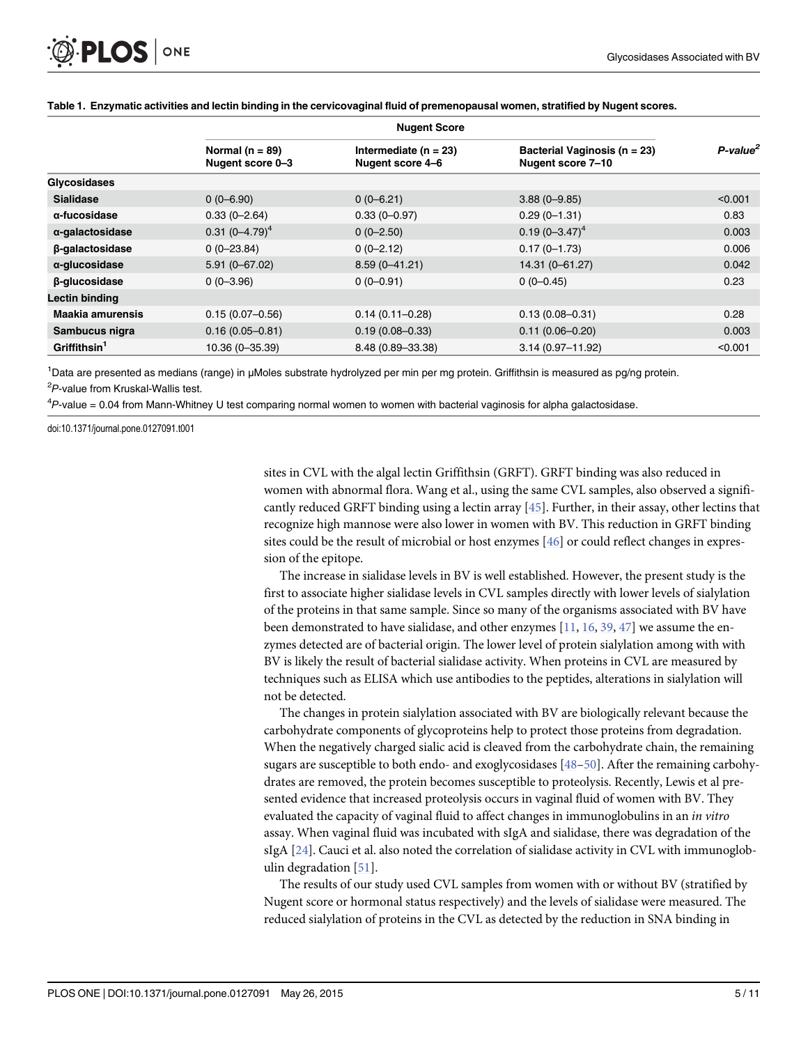**Table 1. Enzymatic activities and lectin binding in the cervicovaginal fluid of premenopausal women, stratified by Nugent scores.**

| | Nugent Score | | | *P-value*[2] |
|---|---|---|---|---|
| | Normal (n = 89) Nugent score 0–3 | Intermediate (n = 23) Nugent score 4–6 | Bacterial Vaginosis (n = 23) Nugent score 7–10 | |
| **Glycosidases** | | | | |
| **Sialidase** | 0 (0–6.90) | 0 (0–6.21) | 3.88 (0–9.85) | <0.001 |
| **α-fucosidase** | 0.33 (0–2.64) | 0.33 (0–0.97) | 0.29 (0–1.31) | 0.83 |
| **α-galactosidase** | 0.31 (0–4.79)[4] | 0 (0–2.50) | 0.19 (0–3.47)[4] | 0.003 |
| **β-galactosidase** | 0 (0–23.84) | 0 (0–2.12) | 0.17 (0–1.73) | 0.006 |
| **α-glucosidase** | 5.91 (0–67.02) | 8.59 (0–41.21) | 14.31 (0–61.27) | 0.042 |
| **β-glucosidase** | 0 (0–3.96) | 0 (0–0.91) | 0 (0–0.45) | 0.23 |
| **Lectin binding** | | | | |
| **Maakia amurensis** | 0.15 (0.07–0.56) | 0.14 (0.11–0.28) | 0.13 (0.08–0.31) | 0.28 |
| **Sambucus nigra** | 0.16 (0.05–0.81) | 0.19 (0.08–0.33) | 0.11 (0.06–0.20) | 0.003 |
| **Griffithsin**[1] | 10.36 (0–35.39) | 8.48 (0.89–33.38) | 3.14 (0.97–11.92) | <0.001 |

[1]Data are presented as medians (range) in μMoles substrate hydrolyzed per min per mg protein. Griffithsin is measured as pg/ng protein.

[2]*P*-value from Kruskal-Wallis test.

[4]*P*-value = 0.04 from Mann-Whitney U test comparing normal women to women with bacterial vaginosis for alpha galactosidase.

doi:10.1371/journal.pone.0127091.t001

sites in CVL with the algal lectin Griffithsin (GRFT). GRFT binding was also reduced in women with abnormal flora. Wang et al., using the same CVL samples, also observed a significantly reduced GRFT binding using a lectin array [45]. Further, in their assay, other lectins that recognize high mannose were also lower in women with BV. This reduction in GRFT binding sites could be the result of microbial or host enzymes [46] or could reflect changes in expression of the epitope.

The increase in sialidase levels in BV is well established. However, the present study is the first to associate higher sialidase levels in CVL samples directly with lower levels of sialylation of the proteins in that same sample. Since so many of the organisms associated with BV have been demonstrated to have sialidase, and other enzymes [11, 16, 39, 47] we assume the enzymes detected are of bacterial origin. The lower level of protein sialylation among with with BV is likely the result of bacterial sialidase activity. When proteins in CVL are measured by techniques such as ELISA which use antibodies to the peptides, alterations in sialylation will not be detected.

The changes in protein sialylation associated with BV are biologically relevant because the carbohydrate components of glycoproteins help to protect those proteins from degradation. When the negatively charged sialic acid is cleaved from the carbohydrate chain, the remaining sugars are susceptible to both endo- and exoglycosidases [48–50]. After the remaining carbohydrates are removed, the protein becomes susceptible to proteolysis. Recently, Lewis et al presented evidence that increased proteolysis occurs in vaginal fluid of women with BV. They evaluated the capacity of vaginal fluid to affect changes in immunoglobulins in an *in vitro* assay. When vaginal fluid was incubated with sIgA and sialidase, there was degradation of the sIgA [24]. Cauci et al. also noted the correlation of sialidase activity in CVL with immunoglobulin degradation [51].

The results of our study used CVL samples from women with or without BV (stratified by Nugent score or hormonal status respectively) and the levels of sialidase were measured. The reduced sialylation of proteins in the CVL as detected by the reduction in SNA binding in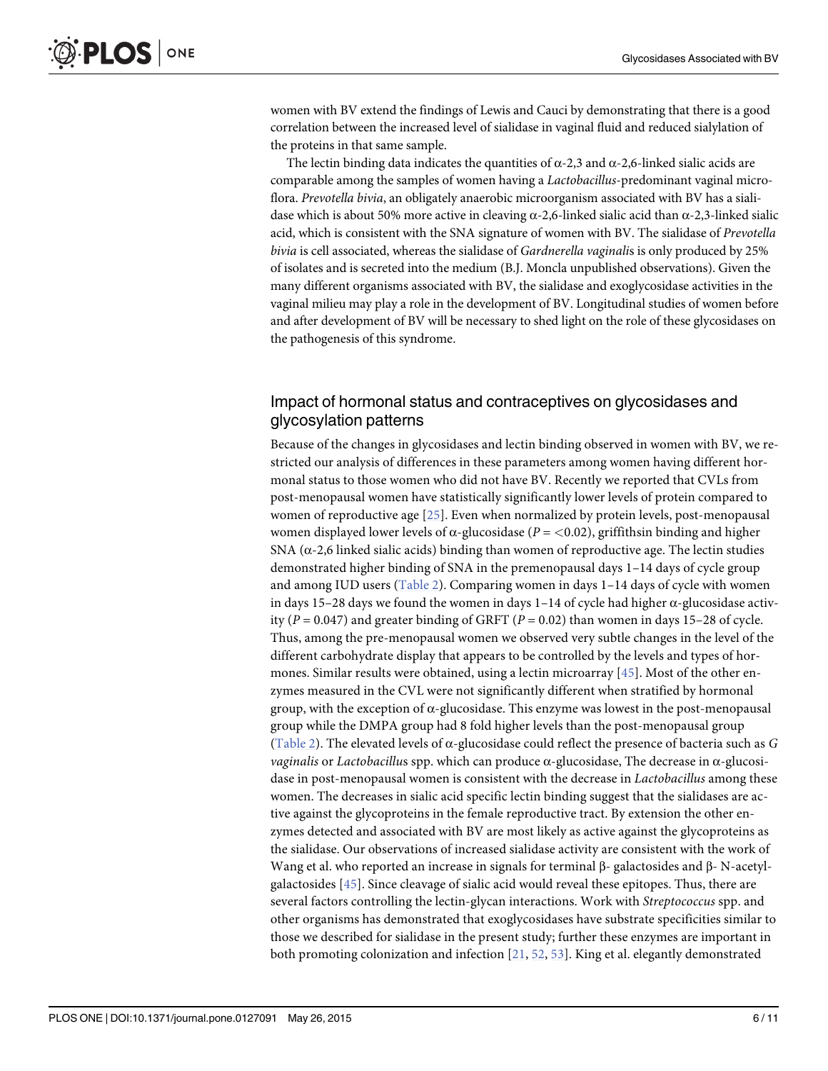women with BV extend the findings of Lewis and Cauci by demonstrating that there is a good correlation between the increased level of sialidase in vaginal fluid and reduced sialylation of the proteins in that same sample.

The lectin binding data indicates the quantities of α-2,3 and α-2,6-linked sialic acids are comparable among the samples of women having a *Lactobacillus*-predominant vaginal microflora. *Prevotella bivia*, an obligately anaerobic microorganism associated with BV has a sialidase which is about 50% more active in cleaving α-2,6-linked sialic acid than α-2,3-linked sialic acid, which is consistent with the SNA signature of women with BV. The sialidase of *Prevotella bivia* is cell associated, whereas the sialidase of *Gardnerella vaginalis* is only produced by 25% of isolates and is secreted into the medium (B.J. Moncla unpublished observations). Given the many different organisms associated with BV, the sialidase and exoglycosidase activities in the vaginal milieu may play a role in the development of BV. Longitudinal studies of women before and after development of BV will be necessary to shed light on the role of these glycosidases on the pathogenesis of this syndrome.

## Impact of hormonal status and contraceptives on glycosidases and glycosylation patterns

Because of the changes in glycosidases and lectin binding observed in women with BV, we restricted our analysis of differences in these parameters among women having different hormonal status to those women who did not have BV. Recently we reported that CVLs from post-menopausal women have statistically significantly lower levels of protein compared to women of reproductive age [25]. Even when normalized by protein levels, post-menopausal women displayed lower levels of α-glucosidase ($P = <0.02$), griffithsin binding and higher SNA (α-2,6 linked sialic acids) binding than women of reproductive age. The lectin studies demonstrated higher binding of SNA in the premenopausal days 1–14 days of cycle group and among IUD users (Table 2). Comparing women in days 1–14 days of cycle with women in days 15–28 days we found the women in days 1–14 of cycle had higher α-glucosidase activity ($P = 0.047$) and greater binding of GRFT ($P = 0.02$) than women in days 15–28 of cycle. Thus, among the pre-menopausal women we observed very subtle changes in the level of the different carbohydrate display that appears to be controlled by the levels and types of hormones. Similar results were obtained, using a lectin microarray [45]. Most of the other enzymes measured in the CVL were not significantly different when stratified by hormonal group, with the exception of α-glucosidase. This enzyme was lowest in the post-menopausal group while the DMPA group had 8 fold higher levels than the post-menopausal group (Table 2). The elevated levels of α-glucosidase could reflect the presence of bacteria such as *G vaginalis* or *Lactobacillus* spp. which can produce α-glucosidase, The decrease in α-glucosidase in post-menopausal women is consistent with the decrease in *Lactobacillus* among these women. The decreases in sialic acid specific lectin binding suggest that the sialidases are active against the glycoproteins in the female reproductive tract. By extension the other enzymes detected and associated with BV are most likely as active against the glycoproteins as the sialidase. Our observations of increased sialidase activity are consistent with the work of Wang et al. who reported an increase in signals for terminal β- galactosides and β- N-acetylgalactosides [45]. Since cleavage of sialic acid would reveal these epitopes. Thus, there are several factors controlling the lectin-glycan interactions. Work with *Streptococcus* spp. and other organisms has demonstrated that exoglycosidases have substrate specificities similar to those we described for sialidase in the present study; further these enzymes are important in both promoting colonization and infection [21, 52, 53]. King et al. elegantly demonstrated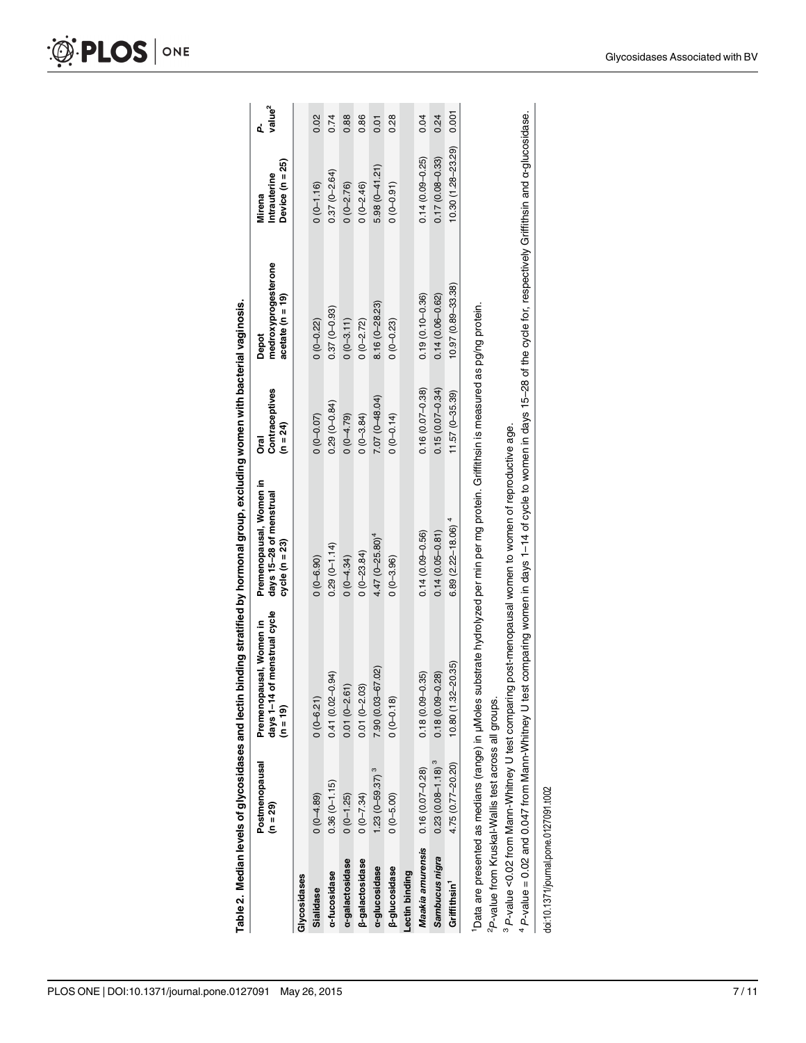**Table 2. Median levels of glycosidases and lectin binding stratified by hormonal group, excluding women with bacterial vaginosis.**

| | Postmenopausal (n = 29) | Premenopausal, Women in days 1–14 of menstrual cycle (n = 19) | Premenopausal, Women in days 15–28 of menstrual cycle (n = 23) | Oral Contraceptives (n = 24) | Depot medroxyprogesterone acetate (n = 19) | Mirena Intrauterine Device (n = 25) | P-value[2] |
|---|---|---|---|---|---|---|---|
| **Glycosidases** | | | | | | | |
| Sialidase | 0 (0–4.89) | 0 (0–6.21) | 0 (0–6.90) | 0 (0–0.07) | 0 (0–0.22) | 0 (0–1.16) | 0.02 |
| α-fucosidase | 0.36 (0–1.15) | 0.41 (0.02–0.94) | 0.29 (0–1.14) | 0.29 (0–0.84) | 0.37 (0–0.93) | 0.37 (0–2.64) | 0.74 |
| α-galactosidase | 0 (0–1.25) | 0.01 (0–2.61) | 0 (0–4.34) | 0 (0–4.79) | 0 (0–3.11) | 0 (0–2.76) | 0.88 |
| β-galactosidase | 0 (0–7.34) | 0.01 (0–2.03) | 0 (0–23.84) | 0 (0–3.84) | 0 (0–2.72) | 0 (0–2.46) | 0.86 |
| α-glucosidase | 1.23 (0–59.37) [3] | 7.90 (0.03–67.02) | 4.47 (0–25.80)[4] | 7.07 (0–48.04) | 8.16 (0–28.23) | 5.98 (0–41.21) | 0.01 |
| β-glucosidase | 0 (0–5.00) | 0 (0–0.18) | 0 (0–3.96) | 0 (0–0.14) | 0 (0–0.23) | 0 (0–0.91) | 0.28 |
| **Lectin binding** | | | | | | | |
| *Maakia amurensis* | 0.16 (0.07–0.28) | 0.18 (0.09–0.35) | 0.14 (0.09–0.56) | 0.16 (0.07–0.38) | 0.19 (0.10–0.36) | 0.14 (0.09–0.25) | 0.04 |
| *Sambucus nigra* | 0.23 (0.08–1.18) [3] | 0.18 (0.09–0.28) | 0.14 (0.05–0.81) | 0.15 (0.07–0.34) | 0.14 (0.06–0.62) | 0.17 (0.08–0.33) | 0.24 |
| Griffithsin[1] | 4.75 (0.77–20.20) | 10.80 (1.32–20.35) | 6.89 (2.22–18.06) [4] | 11.57 (0–35.39) | 10.97 (0.89–33.38) | 10.30 (1.28–23.29) | 0.001 |

[1]Data are presented as medians (range) in μMoles substrate hydrolyzed per min per mg protein. Griffithsin is measured as pg/ng protein.

[2]P-value from Kruskal-Wallis test across all groups.

[3] P-value <0.02 from Mann-Whitney U test comparing post-menopausal women to women of reproductive age.

[4] P-value = 0.02 and 0.047 from Mann-Whitney U test comparing women in days 1–14 of cycle to women in days 15–28 of the cycle for, respectively Griffithsin and α-glucosidase.

doi:10.1371/journal.pone.0127091.t002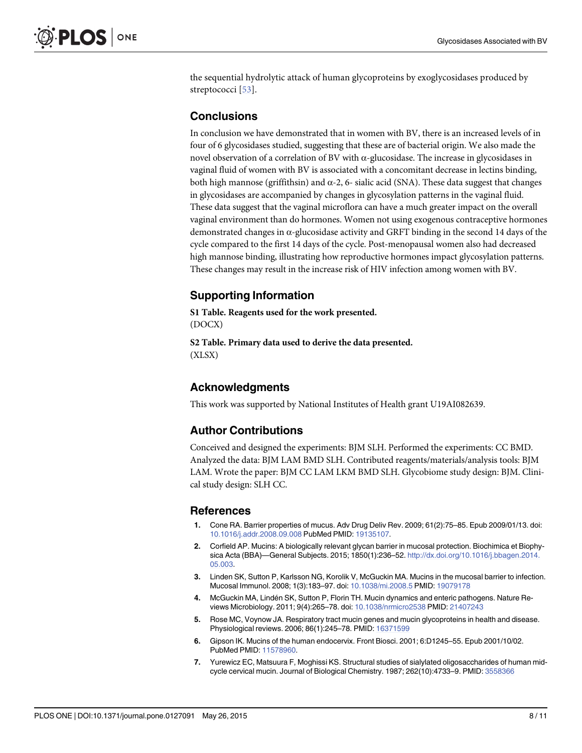the sequential hydrolytic attack of human glycoproteins by exoglycosidases produced by streptococci [53].

## Conclusions

In conclusion we have demonstrated that in women with BV, there is an increased levels of in four of 6 glycosidases studied, suggesting that these are of bacterial origin. We also made the novel observation of a correlation of BV with α-glucosidase. The increase in glycosidases in vaginal fluid of women with BV is associated with a concomitant decrease in lectins binding, both high mannose (griffithsin) and α-2, 6- sialic acid (SNA). These data suggest that changes in glycosidases are accompanied by changes in glycosylation patterns in the vaginal fluid. These data suggest that the vaginal microflora can have a much greater impact on the overall vaginal environment than do hormones. Women not using exogenous contraceptive hormones demonstrated changes in α-glucosidase activity and GRFT binding in the second 14 days of the cycle compared to the first 14 days of the cycle. Post-menopausal women also had decreased high mannose binding, illustrating how reproductive hormones impact glycosylation patterns. These changes may result in the increase risk of HIV infection among women with BV.

## Supporting Information

**S1 Table. Reagents used for the work presented.**
(DOCX)

**S2 Table. Primary data used to derive the data presented.**
(XLSX)

## Acknowledgments

This work was supported by National Institutes of Health grant U19AI082639.

## Author Contributions

Conceived and designed the experiments: BJM SLH. Performed the experiments: CC BMD. Analyzed the data: BJM LAM BMD SLH. Contributed reagents/materials/analysis tools: BJM LAM. Wrote the paper: BJM CC LAM LKM BMD SLH. Glycobiome study design: BJM. Clinical study design: SLH CC.

## References

1. Cone RA. Barrier properties of mucus. Adv Drug Deliv Rev. 2009; 61(2):75–85. Epub 2009/01/13. doi: 10.1016/j.addr.2008.09.008 PubMed PMID: 19135107.
2. Corfield AP. Mucins: A biologically relevant glycan barrier in mucosal protection. Biochimica et Biophysica Acta (BBA)—General Subjects. 2015; 1850(1):236–52. http://dx.doi.org/10.1016/j.bbagen.2014.05.003.
3. Linden SK, Sutton P, Karlsson NG, Korolik V, McGuckin MA. Mucins in the mucosal barrier to infection. Mucosal Immunol. 2008; 1(3):183–97. doi: 10.1038/mi.2008.5 PMID: 19079178
4. McGuckin MA, Lindén SK, Sutton P, Florin TH. Mucin dynamics and enteric pathogens. Nature Reviews Microbiology. 2011; 9(4):265–78. doi: 10.1038/nrmicro2538 PMID: 21407243
5. Rose MC, Voynow JA. Respiratory tract mucin genes and mucin glycoproteins in health and disease. Physiological reviews. 2006; 86(1):245–78. PMID: 16371599
6. Gipson IK. Mucins of the human endocervix. Front Biosci. 2001; 6:D1245–55. Epub 2001/10/02. PubMed PMID: 11578960.
7. Yurewicz EC, Matsuura F, Moghissi KS. Structural studies of sialylated oligosaccharides of human midcycle cervical mucin. Journal of Biological Chemistry. 1987; 262(10):4733–9. PMID: 3558366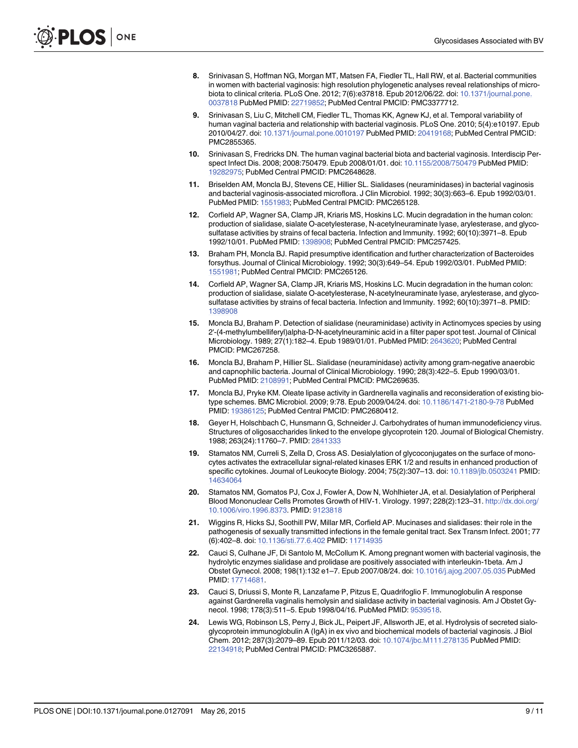8. Srinivasan S, Hoffman NG, Morgan MT, Matsen FA, Fiedler TL, Hall RW, et al. Bacterial communities in women with bacterial vaginosis: high resolution phylogenetic analyses reveal relationships of microbiota to clinical criteria. PLoS One. 2012; 7(6):e37818. Epub 2012/06/22. doi: 10.1371/journal.pone.0037818 PubMed PMID: 22719852; PubMed Central PMCID: PMC3377712.
9. Srinivasan S, Liu C, Mitchell CM, Fiedler TL, Thomas KK, Agnew KJ, et al. Temporal variability of human vaginal bacteria and relationship with bacterial vaginosis. PLoS One. 2010; 5(4):e10197. Epub 2010/04/27. doi: 10.1371/journal.pone.0010197 PubMed PMID: 20419168; PubMed Central PMCID: PMC2855365.
10. Srinivasan S, Fredricks DN. The human vaginal bacterial biota and bacterial vaginosis. Interdiscip Perspect Infect Dis. 2008; 2008:750479. Epub 2008/01/01. doi: 10.1155/2008/750479 PubMed PMID: 19282975; PubMed Central PMCID: PMC2648628.
11. Briselden AM, Moncla BJ, Stevens CE, Hillier SL. Sialidases (neuraminidases) in bacterial vaginosis and bacterial vaginosis-associated microflora. J Clin Microbiol. 1992; 30(3):663–6. Epub 1992/03/01. PubMed PMID: 1551983; PubMed Central PMCID: PMC265128.
12. Corfield AP, Wagner SA, Clamp JR, Kriaris MS, Hoskins LC. Mucin degradation in the human colon: production of sialidase, sialate O-acetylesterase, N-acetylneuraminate lyase, arylesterase, and glycosulfatase activities by strains of fecal bacteria. Infection and Immunity. 1992; 60(10):3971–8. Epub 1992/10/01. PubMed PMID: 1398908; PubMed Central PMCID: PMC257425.
13. Braham PH, Moncla BJ. Rapid presumptive identification and further characterization of Bacteroides forsythus. Journal of Clinical Microbiology. 1992; 30(3):649–54. Epub 1992/03/01. PubMed PMID: 1551981; PubMed Central PMCID: PMC265126.
14. Corfield AP, Wagner SA, Clamp JR, Kriaris MS, Hoskins LC. Mucin degradation in the human colon: production of sialidase, sialate O-acetylesterase, N-acetylneuraminate lyase, arylesterase, and glycosulfatase activities by strains of fecal bacteria. Infection and Immunity. 1992; 60(10):3971–8. PMID: 1398908
15. Moncla BJ, Braham P. Detection of sialidase (neuraminidase) activity in Actinomyces species by using 2'-(4-methylumbelliferyl)alpha-D-N-acetylneuraminic acid in a filter paper spot test. Journal of Clinical Microbiology. 1989; 27(1):182–4. Epub 1989/01/01. PubMed PMID: 2643620; PubMed Central PMCID: PMC267258.
16. Moncla BJ, Braham P, Hillier SL. Sialidase (neuraminidase) activity among gram-negative anaerobic and capnophilic bacteria. Journal of Clinical Microbiology. 1990; 28(3):422–5. Epub 1990/03/01. PubMed PMID: 2108991; PubMed Central PMCID: PMC269635.
17. Moncla BJ, Pryke KM. Oleate lipase activity in Gardnerella vaginalis and reconsideration of existing biotype schemes. BMC Microbiol. 2009; 9:78. Epub 2009/04/24. doi: 10.1186/1471-2180-9-78 PubMed PMID: 19386125; PubMed Central PMCID: PMC2680412.
18. Geyer H, Holschbach C, Hunsmann G, Schneider J. Carbohydrates of human immunodeficiency virus. Structures of oligosaccharides linked to the envelope glycoprotein 120. Journal of Biological Chemistry. 1988; 263(24):11760–7. PMID: 2841333
19. Stamatos NM, Curreli S, Zella D, Cross AS. Desialylation of glycoconjugates on the surface of monocytes activates the extracellular signal-related kinases ERK 1/2 and results in enhanced production of specific cytokines. Journal of Leukocyte Biology. 2004; 75(2):307–13. doi: 10.1189/jlb.0503241 PMID: 14634064
20. Stamatos NM, Gomatos PJ, Cox J, Fowler A, Dow N, Wohlhieter JA, et al. Desialylation of Peripheral Blood Mononuclear Cells Promotes Growth of HIV-1. Virology. 1997; 228(2):123–31. http://dx.doi.org/10.1006/viro.1996.8373. PMID: 9123818
21. Wiggins R, Hicks SJ, Soothill PW, Millar MR, Corfield AP. Mucinases and sialidases: their role in the pathogenesis of sexually transmitted infections in the female genital tract. Sex Transm Infect. 2001; 77(6):402–8. doi: 10.1136/sti.77.6.402 PMID: 11714935
22. Cauci S, Culhane JF, Di Santolo M, McCollum K. Among pregnant women with bacterial vaginosis, the hydrolytic enzymes sialidase and prolidase are positively associated with interleukin-1beta. Am J Obstet Gynecol. 2008; 198(1):132 e1–7. Epub 2007/08/24. doi: 10.1016/j.ajog.2007.05.035 PubMed PMID: 17714681.
23. Cauci S, Driussi S, Monte R, Lanzafame P, Pitzus E, Quadrifoglio F. Immunoglobulin A response against Gardnerella vaginalis hemolysin and sialidase activity in bacterial vaginosis. Am J Obstet Gynecol. 1998; 178(3):511–5. Epub 1998/04/16. PubMed PMID: 9539518.
24. Lewis WG, Robinson LS, Perry J, Bick JL, Peipert JF, Allsworth JE, et al. Hydrolysis of secreted sialoglycoprotein immunoglobulin A (IgA) in ex vivo and biochemical models of bacterial vaginosis. J Biol Chem. 2012; 287(3):2079–89. Epub 2011/12/03. doi: 10.1074/jbc.M111.278135 PubMed PMID: 22134918; PubMed Central PMCID: PMC3265887.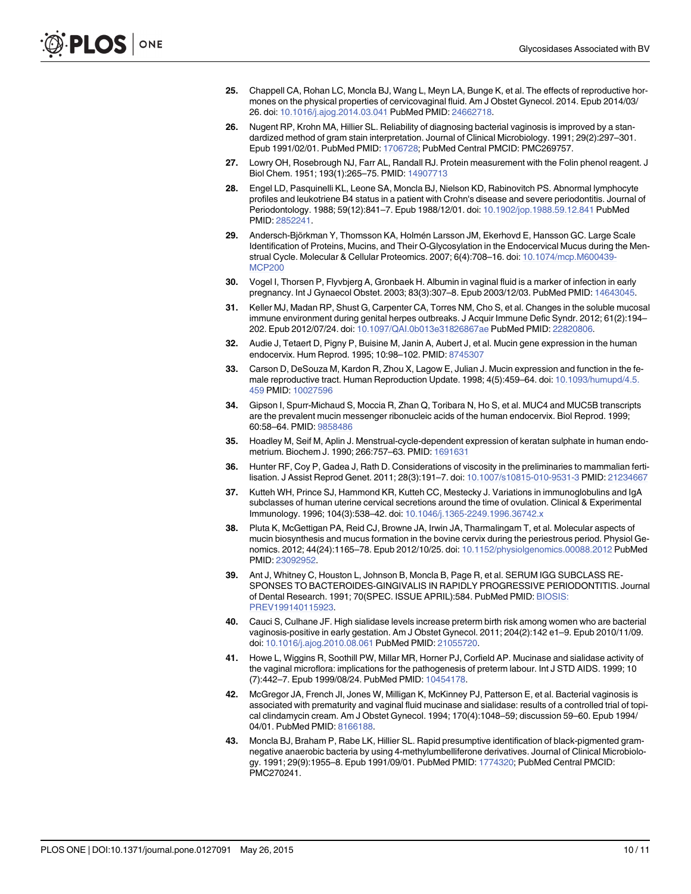25. Chappell CA, Rohan LC, Moncla BJ, Wang L, Meyn LA, Bunge K, et al. The effects of reproductive hormones on the physical properties of cervicovaginal fluid. Am J Obstet Gynecol. 2014. Epub 2014/03/26. doi: 10.1016/j.ajog.2014.03.041 PubMed PMID: 24662718.
26. Nugent RP, Krohn MA, Hillier SL. Reliability of diagnosing bacterial vaginosis is improved by a standardized method of gram stain interpretation. Journal of Clinical Microbiology. 1991; 29(2):297–301. Epub 1991/02/01. PubMed PMID: 1706728; PubMed Central PMCID: PMC269757.
27. Lowry OH, Rosebrough NJ, Farr AL, Randall RJ. Protein measurement with the Folin phenol reagent. J Biol Chem. 1951; 193(1):265–75. PMID: 14907713
28. Engel LD, Pasquinelli KL, Leone SA, Moncla BJ, Nielson KD, Rabinovitch PS. Abnormal lymphocyte profiles and leukotriene B4 status in a patient with Crohn's disease and severe periodontitis. Journal of Periodontology. 1988; 59(12):841–7. Epub 1988/12/01. doi: 10.1902/jop.1988.59.12.841 PubMed PMID: 2852241.
29. Andersch-Björkman Y, Thomsson KA, Holmén Larsson JM, Ekerhovd E, Hansson GC. Large Scale Identification of Proteins, Mucins, and Their O-Glycosylation in the Endocervical Mucus during the Menstrual Cycle. Molecular & Cellular Proteomics. 2007; 6(4):708–16. doi: 10.1074/mcp.M600439-MCP200
30. Vogel I, Thorsen P, Flyvbjerg A, Gronbaek H. Albumin in vaginal fluid is a marker of infection in early pregnancy. Int J Gynaecol Obstet. 2003; 83(3):307–8. Epub 2003/12/03. PubMed PMID: 14643045.
31. Keller MJ, Madan RP, Shust G, Carpenter CA, Torres NM, Cho S, et al. Changes in the soluble mucosal immune environment during genital herpes outbreaks. J Acquir Immune Defic Syndr. 2012; 61(2):194–202. Epub 2012/07/24. doi: 10.1097/QAI.0b013e31826867ae PubMed PMID: 22820806.
32. Audie J, Tetaert D, Pigny P, Buisine M, Janin A, Aubert J, et al. Mucin gene expression in the human endocervix. Hum Reprod. 1995; 10:98–102. PMID: 8745307
33. Carson D, DeSouza M, Kardon R, Zhou X, Lagow E, Julian J. Mucin expression and function in the female reproductive tract. Human Reproduction Update. 1998; 4(5):459–64. doi: 10.1093/humupd/4.5.459 PMID: 10027596
34. Gipson I, Spurr-Michaud S, Moccia R, Zhan Q, Toribara N, Ho S, et al. MUC4 and MUC5B transcripts are the prevalent mucin messenger ribonucleic acids of the human endocervix. Biol Reprod. 1999; 60:58–64. PMID: 9858486
35. Hoadley M, Seif M, Aplin J. Menstrual-cycle-dependent expression of keratan sulphate in human endometrium. Biochem J. 1990; 266:757–63. PMID: 1691631
36. Hunter RF, Coy P, Gadea J, Rath D. Considerations of viscosity in the preliminaries to mammalian fertilisation. J Assist Reprod Genet. 2011; 28(3):191–7. doi: 10.1007/s10815-010-9531-3 PMID: 21234667
37. Kutteh WH, Prince SJ, Hammond KR, Kutteh CC, Mestecky J. Variations in immunoglobulins and IgA subclasses of human uterine cervical secretions around the time of ovulation. Clinical & Experimental Immunology. 1996; 104(3):538–42. doi: 10.1046/j.1365-2249.1996.36742.x
38. Pluta K, McGettigan PA, Reid CJ, Browne JA, Irwin JA, Tharmalingam T, et al. Molecular aspects of mucin biosynthesis and mucus formation in the bovine cervix during the periestrous period. Physiol Genomics. 2012; 44(24):1165–78. Epub 2012/10/25. doi: 10.1152/physiolgenomics.00088.2012 PubMed PMID: 23092952.
39. Ant J, Whitney C, Houston L, Johnson B, Moncla B, Page R, et al. SERUM IGG SUBCLASS RESPONSES TO BACTEROIDES-GINGIVALIS IN RAPIDLY PROGRESSIVE PERIODONTITIS. Journal of Dental Research. 1991; 70(SPEC. ISSUE APRIL):584. PubMed PMID: BIOSIS:PREV199140115923.
40. Cauci S, Culhane JF. High sialidase levels increase preterm birth risk among women who are bacterial vaginosis-positive in early gestation. Am J Obstet Gynecol. 2011; 204(2):142 e1–9. Epub 2010/11/09. doi: 10.1016/j.ajog.2010.08.061 PubMed PMID: 21055720.
41. Howe L, Wiggins R, Soothill PW, Millar MR, Horner PJ, Corfield AP. Mucinase and sialidase activity of the vaginal microflora: implications for the pathogenesis of preterm labour. Int J STD AIDS. 1999; 10(7):442–7. Epub 1999/08/24. PubMed PMID: 10454178.
42. McGregor JA, French JI, Jones W, Milligan K, McKinney PJ, Patterson E, et al. Bacterial vaginosis is associated with prematurity and vaginal fluid mucinase and sialidase: results of a controlled trial of topical clindamycin cream. Am J Obstet Gynecol. 1994; 170(4):1048–59; discussion 59–60. Epub 1994/04/01. PubMed PMID: 8166188.
43. Moncla BJ, Braham P, Rabe LK, Hillier SL. Rapid presumptive identification of black-pigmented gram-negative anaerobic bacteria by using 4-methylumbelliferone derivatives. Journal of Clinical Microbiology. 1991; 29(9):1955–8. Epub 1991/09/01. PubMed PMID: 1774320; PubMed Central PMCID: PMC270241.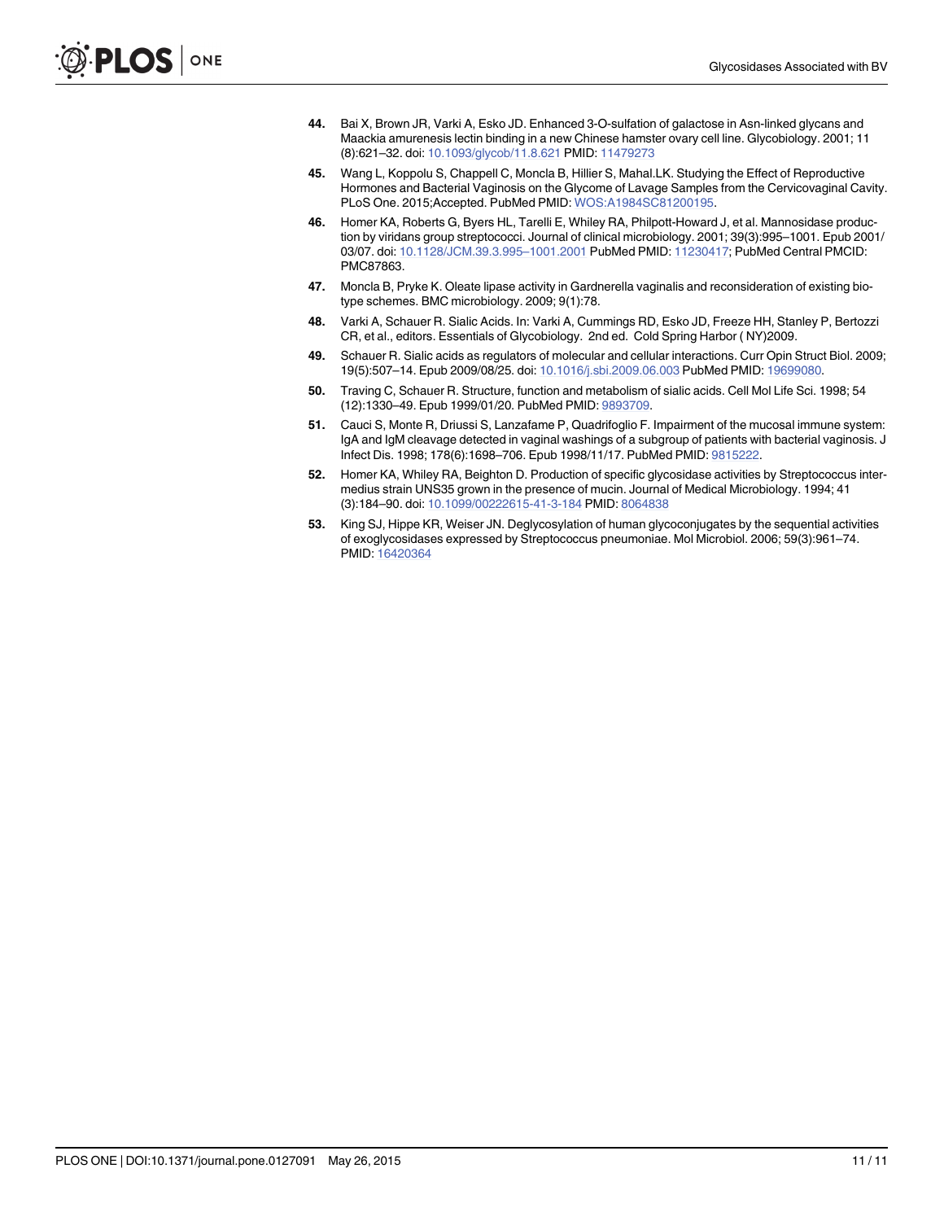44. Bai X, Brown JR, Varki A, Esko JD. Enhanced 3-O-sulfation of galactose in Asn-linked glycans and Maackia amurenesis lectin binding in a new Chinese hamster ovary cell line. Glycobiology. 2001; 11 (8):621–32. doi: 10.1093/glycob/11.8.621 PMID: 11479273

45. Wang L, Koppolu S, Chappell C, Moncla B, Hillier S, Mahal.LK. Studying the Effect of Reproductive Hormones and Bacterial Vaginosis on the Glycome of Lavage Samples from the Cervicovaginal Cavity. PLoS One. 2015;Accepted. PubMed PMID: WOS:A1984SC81200195.

46. Homer KA, Roberts G, Byers HL, Tarelli E, Whiley RA, Philpott-Howard J, et al. Mannosidase production by viridans group streptococci. Journal of clinical microbiology. 2001; 39(3):995–1001. Epub 2001/03/07. doi: 10.1128/JCM.39.3.995–1001.2001 PubMed PMID: 11230417; PubMed Central PMCID: PMC87863.

47. Moncla B, Pryke K. Oleate lipase activity in Gardnerella vaginalis and reconsideration of existing biotype schemes. BMC microbiology. 2009; 9(1):78.

48. Varki A, Schauer R. Sialic Acids. In: Varki A, Cummings RD, Esko JD, Freeze HH, Stanley P, Bertozzi CR, et al., editors. Essentials of Glycobiology. 2nd ed. Cold Spring Harbor ( NY)2009.

49. Schauer R. Sialic acids as regulators of molecular and cellular interactions. Curr Opin Struct Biol. 2009; 19(5):507–14. Epub 2009/08/25. doi: 10.1016/j.sbi.2009.06.003 PubMed PMID: 19699080.

50. Traving C, Schauer R. Structure, function and metabolism of sialic acids. Cell Mol Life Sci. 1998; 54 (12):1330–49. Epub 1999/01/20. PubMed PMID: 9893709.

51. Cauci S, Monte R, Driussi S, Lanzafame P, Quadrifoglio F. Impairment of the mucosal immune system: IgA and IgM cleavage detected in vaginal washings of a subgroup of patients with bacterial vaginosis. J Infect Dis. 1998; 178(6):1698–706. Epub 1998/11/17. PubMed PMID: 9815222.

52. Homer KA, Whiley RA, Beighton D. Production of specific glycosidase activities by Streptococcus intermedius strain UNS35 grown in the presence of mucin. Journal of Medical Microbiology. 1994; 41 (3):184–90. doi: 10.1099/00222615-41-3-184 PMID: 8064838

53. King SJ, Hippe KR, Weiser JN. Deglycosylation of human glycoconjugates by the sequential activities of exoglycosidases expressed by Streptococcus pneumoniae. Mol Microbiol. 2006; 59(3):961–74. PMID: 16420364